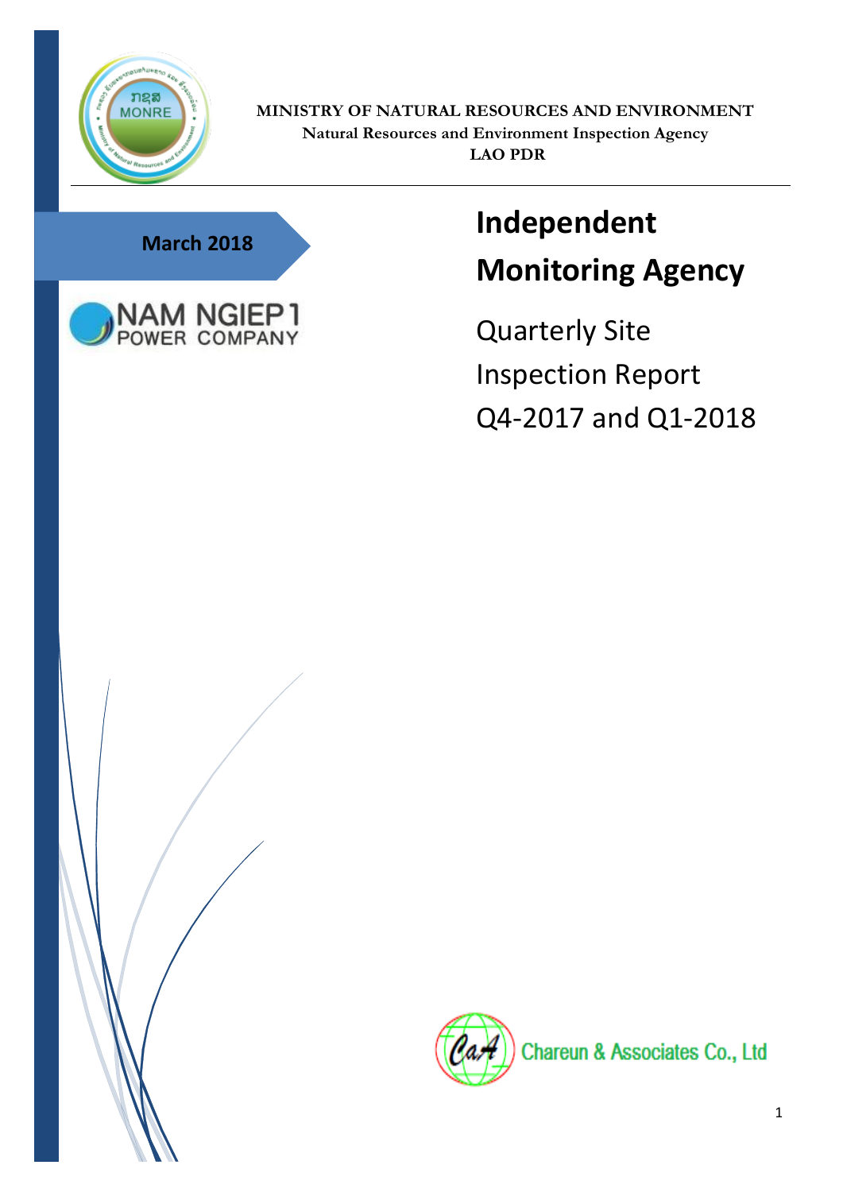**MINISTRY OF NATURAL RESOURCES AND ENVIRONMENT**
**Natural Resources and Environment Inspection Agency**
**LAO PDR**

**March 2018**

NAM NGIEP 1 POWER COMPANY

# Independent Monitoring Agency

## Quarterly Site Inspection Report Q4-2017 and Q1-2018

Chareun & Associates Co., Ltd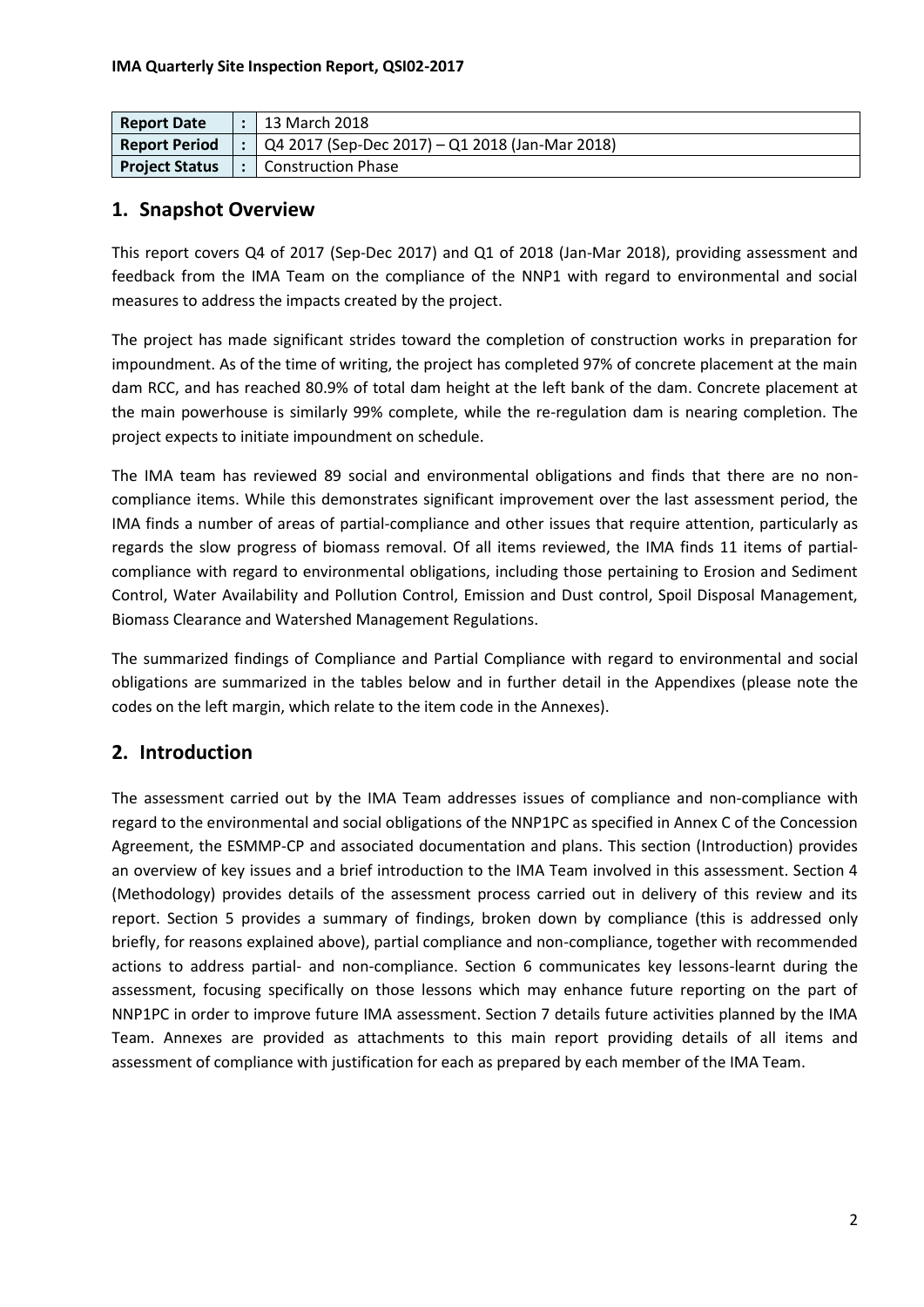| | | |
|---|---|---|
| **Report Date** | **:** | 13 March 2018 |
| **Report Period** | **:** | Q4 2017 (Sep-Dec 2017) – Q1 2018 (Jan-Mar 2018) |
| **Project Status** | **:** | Construction Phase |

## 1. Snapshot Overview

This report covers Q4 of 2017 (Sep-Dec 2017) and Q1 of 2018 (Jan-Mar 2018), providing assessment and feedback from the IMA Team on the compliance of the NNP1 with regard to environmental and social measures to address the impacts created by the project.

The project has made significant strides toward the completion of construction works in preparation for impoundment. As of the time of writing, the project has completed 97% of concrete placement at the main dam RCC, and has reached 80.9% of total dam height at the left bank of the dam. Concrete placement at the main powerhouse is similarly 99% complete, while the re-regulation dam is nearing completion. The project expects to initiate impoundment on schedule.

The IMA team has reviewed 89 social and environmental obligations and finds that there are no non-compliance items. While this demonstrates significant improvement over the last assessment period, the IMA finds a number of areas of partial-compliance and other issues that require attention, particularly as regards the slow progress of biomass removal. Of all items reviewed, the IMA finds 11 items of partial-compliance with regard to environmental obligations, including those pertaining to Erosion and Sediment Control, Water Availability and Pollution Control, Emission and Dust control, Spoil Disposal Management, Biomass Clearance and Watershed Management Regulations.

The summarized findings of Compliance and Partial Compliance with regard to environmental and social obligations are summarized in the tables below and in further detail in the Appendixes (please note the codes on the left margin, which relate to the item code in the Annexes).

## 2. Introduction

The assessment carried out by the IMA Team addresses issues of compliance and non-compliance with regard to the environmental and social obligations of the NNP1PC as specified in Annex C of the Concession Agreement, the ESMMP-CP and associated documentation and plans. This section (Introduction) provides an overview of key issues and a brief introduction to the IMA Team involved in this assessment. Section 4 (Methodology) provides details of the assessment process carried out in delivery of this review and its report. Section 5 provides a summary of findings, broken down by compliance (this is addressed only briefly, for reasons explained above), partial compliance and non-compliance, together with recommended actions to address partial- and non-compliance. Section 6 communicates key lessons-learnt during the assessment, focusing specifically on those lessons which may enhance future reporting on the part of NNP1PC in order to improve future IMA assessment. Section 7 details future activities planned by the IMA Team. Annexes are provided as attachments to this main report providing details of all items and assessment of compliance with justification for each as prepared by each member of the IMA Team.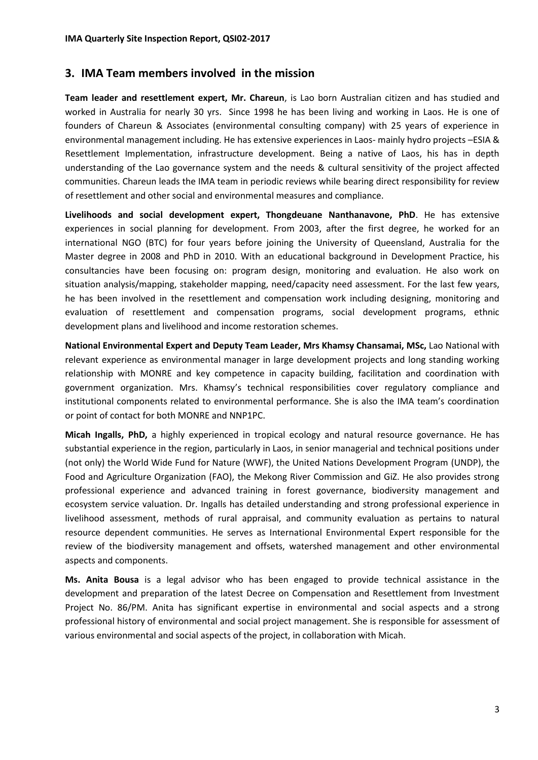## 3. IMA Team members involved in the mission

**Team leader and resettlement expert, Mr. Chareun**, is Lao born Australian citizen and has studied and worked in Australia for nearly 30 yrs. Since 1998 he has been living and working in Laos. He is one of founders of Chareun & Associates (environmental consulting company) with 25 years of experience in environmental management including. He has extensive experiences in Laos- mainly hydro projects –ESIA & Resettlement Implementation, infrastructure development. Being a native of Laos, his has in depth understanding of the Lao governance system and the needs & cultural sensitivity of the project affected communities. Chareun leads the IMA team in periodic reviews while bearing direct responsibility for review of resettlement and other social and environmental measures and compliance.

**Livelihoods and social development expert, Thongdeuane Nanthanavone, PhD**. He has extensive experiences in social planning for development. From 2003, after the first degree, he worked for an international NGO (BTC) for four years before joining the University of Queensland, Australia for the Master degree in 2008 and PhD in 2010. With an educational background in Development Practice, his consultancies have been focusing on: program design, monitoring and evaluation. He also work on situation analysis/mapping, stakeholder mapping, need/capacity need assessment. For the last few years, he has been involved in the resettlement and compensation work including designing, monitoring and evaluation of resettlement and compensation programs, social development programs, ethnic development plans and livelihood and income restoration schemes.

**National Environmental Expert and Deputy Team Leader, Mrs Khamsy Chansamai, MSc,** Lao National with relevant experience as environmental manager in large development projects and long standing working relationship with MONRE and key competence in capacity building, facilitation and coordination with government organization. Mrs. Khamsy's technical responsibilities cover regulatory compliance and institutional components related to environmental performance. She is also the IMA team's coordination or point of contact for both MONRE and NNP1PC.

**Micah Ingalls, PhD,** a highly experienced in tropical ecology and natural resource governance. He has substantial experience in the region, particularly in Laos, in senior managerial and technical positions under (not only) the World Wide Fund for Nature (WWF), the United Nations Development Program (UNDP), the Food and Agriculture Organization (FAO), the Mekong River Commission and GiZ. He also provides strong professional experience and advanced training in forest governance, biodiversity management and ecosystem service valuation. Dr. Ingalls has detailed understanding and strong professional experience in livelihood assessment, methods of rural appraisal, and community evaluation as pertains to natural resource dependent communities. He serves as International Environmental Expert responsible for the review of the biodiversity management and offsets, watershed management and other environmental aspects and components.

**Ms. Anita Bousa** is a legal advisor who has been engaged to provide technical assistance in the development and preparation of the latest Decree on Compensation and Resettlement from Investment Project No. 86/PM. Anita has significant expertise in environmental and social aspects and a strong professional history of environmental and social project management. She is responsible for assessment of various environmental and social aspects of the project, in collaboration with Micah.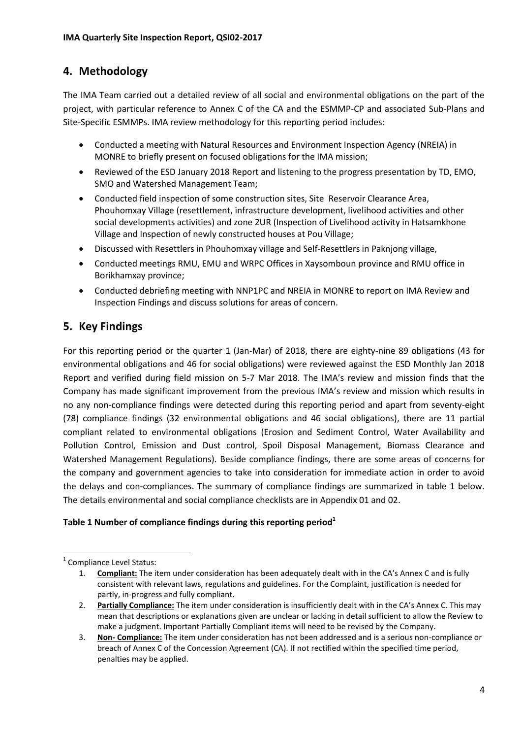## 4. Methodology

The IMA Team carried out a detailed review of all social and environmental obligations on the part of the project, with particular reference to Annex C of the CA and the ESMMP-CP and associated Sub-Plans and Site-Specific ESMMPs. IMA review methodology for this reporting period includes:

- Conducted a meeting with Natural Resources and Environment Inspection Agency (NREIA) in MONRE to briefly present on focused obligations for the IMA mission;
- Reviewed of the ESD January 2018 Report and listening to the progress presentation by TD, EMO, SMO and Watershed Management Team;
- Conducted field inspection of some construction sites, Site Reservoir Clearance Area, Phouhomxay Village (resettlement, infrastructure development, livelihood activities and other social developments activities) and zone 2UR (Inspection of Livelihood activity in Hatsamkhone Village and Inspection of newly constructed houses at Pou Village;
- Discussed with Resettlers in Phouhomxay village and Self-Resettlers in Paknjong village,
- Conducted meetings RMU, EMU and WRPC Offices in Xaysomboun province and RMU office in Borikhamxay province;
- Conducted debriefing meeting with NNP1PC and NREIA in MONRE to report on IMA Review and Inspection Findings and discuss solutions for areas of concern.

## 5. Key Findings

For this reporting period or the quarter 1 (Jan-Mar) of 2018, there are eighty-nine 89 obligations (43 for environmental obligations and 46 for social obligations) were reviewed against the ESD Monthly Jan 2018 Report and verified during field mission on 5-7 Mar 2018. The IMA's review and mission finds that the Company has made significant improvement from the previous IMA's review and mission which results in no any non-compliance findings were detected during this reporting period and apart from seventy-eight (78) compliance findings (32 environmental obligations and 46 social obligations), there are 11 partial compliant related to environmental obligations (Erosion and Sediment Control, Water Availability and Pollution Control, Emission and Dust control, Spoil Disposal Management, Biomass Clearance and Watershed Management Regulations). Beside compliance findings, there are some areas of concerns for the company and government agencies to take into consideration for immediate action in order to avoid the delays and con-compliances. The summary of compliance findings are summarized in table 1 below. The details environmental and social compliance checklists are in Appendix 01 and 02.

**Table 1 Number of compliance findings during this reporting period[1]**

---

[1] Compliance Level Status:

1. **Compliant:** The item under consideration has been adequately dealt with in the CA's Annex C and is fully consistent with relevant laws, regulations and guidelines. For the Complaint, justification is needed for partly, in-progress and fully compliant.
2. **Partially Compliance:** The item under consideration is insufficiently dealt with in the CA's Annex C. This may mean that descriptions or explanations given are unclear or lacking in detail sufficient to allow the Review to make a judgment. Important Partially Compliant items will need to be revised by the Company.
3. **Non- Compliance:** The item under consideration has not been addressed and is a serious non-compliance or breach of Annex C of the Concession Agreement (CA). If not rectified within the specified time period, penalties may be applied.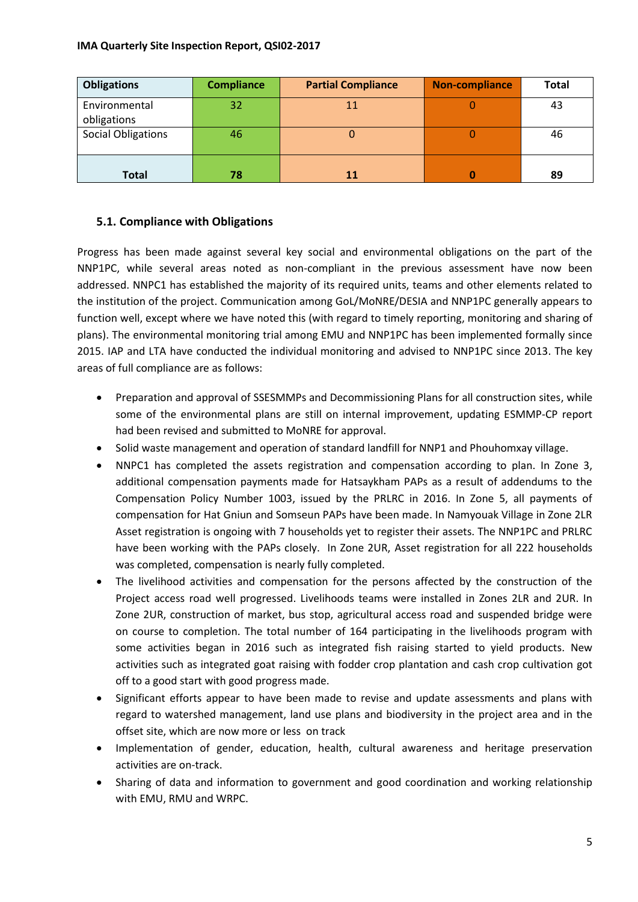| Obligations | Compliance | Partial Compliance | Non-compliance | Total |
|---|---|---|---|---|
| Environmental obligations | 32 | 11 | 0 | 43 |
| Social Obligations | 46 | 0 | 0 | 46 |
| **Total** | **78** | **11** | **0** | **89** |

### 5.1. Compliance with Obligations

Progress has been made against several key social and environmental obligations on the part of the NNP1PC, while several areas noted as non-compliant in the previous assessment have now been addressed. NNPC1 has established the majority of its required units, teams and other elements related to the institution of the project. Communication among GoL/MoNRE/DESIA and NNP1PC generally appears to function well, except where we have noted this (with regard to timely reporting, monitoring and sharing of plans). The environmental monitoring trial among EMU and NNP1PC has been implemented formally since 2015. IAP and LTA have conducted the individual monitoring and advised to NNP1PC since 2013. The key areas of full compliance are as follows:

- Preparation and approval of SSESMMPs and Decommissioning Plans for all construction sites, while some of the environmental plans are still on internal improvement, updating ESMMP-CP report had been revised and submitted to MoNRE for approval.
- Solid waste management and operation of standard landfill for NNP1 and Phouhomxay village.
- NNPC1 has completed the assets registration and compensation according to plan. In Zone 3, additional compensation payments made for Hatsaykham PAPs as a result of addendums to the Compensation Policy Number 1003, issued by the PRLRC in 2016. In Zone 5, all payments of compensation for Hat Gniun and Somseun PAPs have been made. In Namyouak Village in Zone 2LR Asset registration is ongoing with 7 households yet to register their assets. The NNP1PC and PRLRC have been working with the PAPs closely. In Zone 2UR, Asset registration for all 222 households was completed, compensation is nearly fully completed.
- The livelihood activities and compensation for the persons affected by the construction of the Project access road well progressed. Livelihoods teams were installed in Zones 2LR and 2UR. In Zone 2UR, construction of market, bus stop, agricultural access road and suspended bridge were on course to completion. The total number of 164 participating in the livelihoods program with some activities began in 2016 such as integrated fish raising started to yield products. New activities such as integrated goat raising with fodder crop plantation and cash crop cultivation got off to a good start with good progress made.
- Significant efforts appear to have been made to revise and update assessments and plans with regard to watershed management, land use plans and biodiversity in the project area and in the offset site, which are now more or less on track
- Implementation of gender, education, health, cultural awareness and heritage preservation activities are on-track.
- Sharing of data and information to government and good coordination and working relationship with EMU, RMU and WRPC.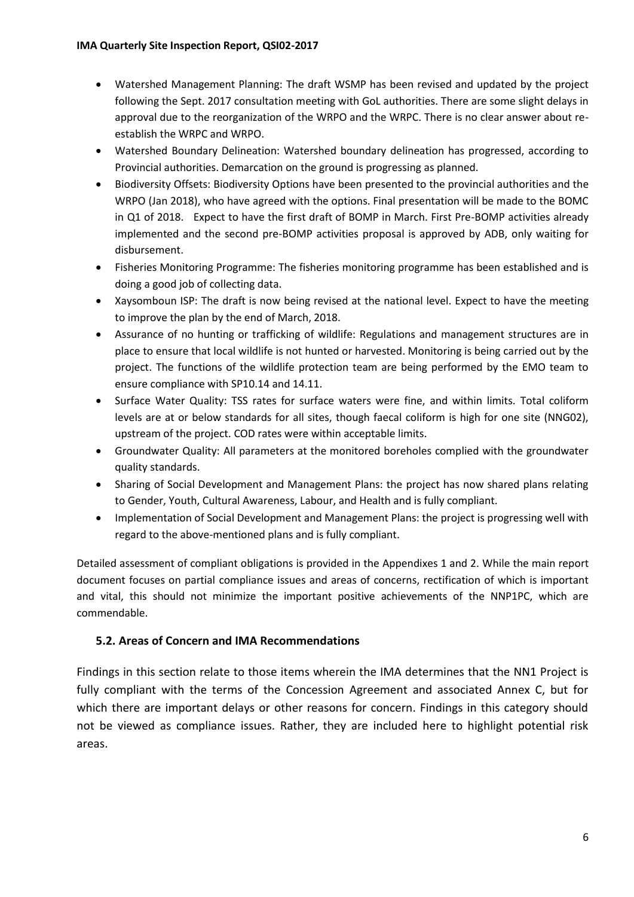- Watershed Management Planning: The draft WSMP has been revised and updated by the project following the Sept. 2017 consultation meeting with GoL authorities. There are some slight delays in approval due to the reorganization of the WRPO and the WRPC. There is no clear answer about re-establish the WRPC and WRPO.
- Watershed Boundary Delineation: Watershed boundary delineation has progressed, according to Provincial authorities. Demarcation on the ground is progressing as planned.
- Biodiversity Offsets: Biodiversity Options have been presented to the provincial authorities and the WRPO (Jan 2018), who have agreed with the options. Final presentation will be made to the BOMC in Q1 of 2018. Expect to have the first draft of BOMP in March. First Pre-BOMP activities already implemented and the second pre-BOMP activities proposal is approved by ADB, only waiting for disbursement.
- Fisheries Monitoring Programme: The fisheries monitoring programme has been established and is doing a good job of collecting data.
- Xaysomboun ISP: The draft is now being revised at the national level. Expect to have the meeting to improve the plan by the end of March, 2018.
- Assurance of no hunting or trafficking of wildlife: Regulations and management structures are in place to ensure that local wildlife is not hunted or harvested. Monitoring is being carried out by the project. The functions of the wildlife protection team are being performed by the EMO team to ensure compliance with SP10.14 and 14.11.
- Surface Water Quality: TSS rates for surface waters were fine, and within limits. Total coliform levels are at or below standards for all sites, though faecal coliform is high for one site (NNG02), upstream of the project. COD rates were within acceptable limits.
- Groundwater Quality: All parameters at the monitored boreholes complied with the groundwater quality standards.
- Sharing of Social Development and Management Plans: the project has now shared plans relating to Gender, Youth, Cultural Awareness, Labour, and Health and is fully compliant.
- Implementation of Social Development and Management Plans: the project is progressing well with regard to the above-mentioned plans and is fully compliant.

Detailed assessment of compliant obligations is provided in the Appendixes 1 and 2. While the main report document focuses on partial compliance issues and areas of concerns, rectification of which is important and vital, this should not minimize the important positive achievements of the NNP1PC, which are commendable.

### 5.2. Areas of Concern and IMA Recommendations

Findings in this section relate to those items wherein the IMA determines that the NN1 Project is fully compliant with the terms of the Concession Agreement and associated Annex C, but for which there are important delays or other reasons for concern. Findings in this category should not be viewed as compliance issues. Rather, they are included here to highlight potential risk areas.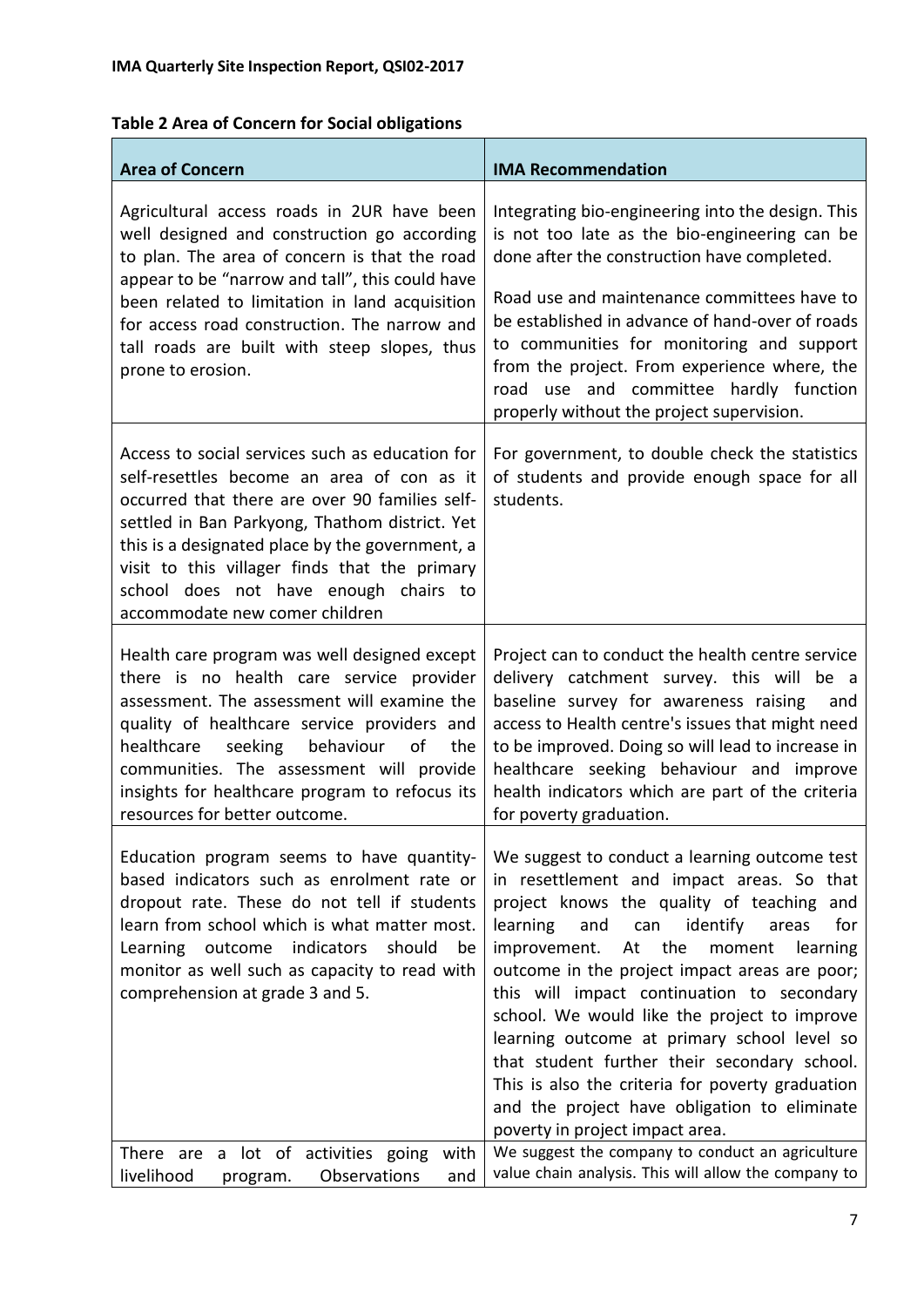**Table 2 Area of Concern for Social obligations**

| Area of Concern | IMA Recommendation |
|---|---|
| Agricultural access roads in 2UR have been well designed and construction go according to plan. The area of concern is that the road appear to be "narrow and tall", this could have been related to limitation in land acquisition for access road construction. The narrow and tall roads are built with steep slopes, thus prone to erosion. | Integrating bio-engineering into the design. This is not too late as the bio-engineering can be done after the construction have completed.<br><br>Road use and maintenance committees have to be established in advance of hand-over of roads to communities for monitoring and support from the project. From experience where, the road use and committee hardly function properly without the project supervision. |
| Access to social services such as education for self-resettles become an area of con as it occurred that there are over 90 families self-settled in Ban Parkyong, Thathom district. Yet this is a designated place by the government, a visit to this villager finds that the primary school does not have enough chairs to accommodate new comer children | For government, to double check the statistics of students and provide enough space for all students. |
| Health care program was well designed except there is no health care service provider assessment. The assessment will examine the quality of healthcare service providers and healthcare seeking behaviour of the communities. The assessment will provide insights for healthcare program to refocus its resources for better outcome. | Project can to conduct the health centre service delivery catchment survey. this will be a baseline survey for awareness raising and access to Health centre's issues that might need to be improved. Doing so will lead to increase in healthcare seeking behaviour and improve health indicators which are part of the criteria for poverty graduation. |
| Education program seems to have quantity-based indicators such as enrolment rate or dropout rate. These do not tell if students learn from school which is what matter most. Learning outcome indicators should be monitor as well such as capacity to read with comprehension at grade 3 and 5. | We suggest to conduct a learning outcome test in resettlement and impact areas. So that project knows the quality of teaching and learning and can identify areas for improvement. At the moment learning outcome in the project impact areas are poor; this will impact continuation to secondary school. We would like the project to improve learning outcome at primary school level so that student further their secondary school. This is also the criteria for poverty graduation and the project have obligation to eliminate poverty in project impact area. |
| There are a lot of activities going with livelihood program. Observations and | We suggest the company to conduct an agriculture value chain analysis. This will allow the company to |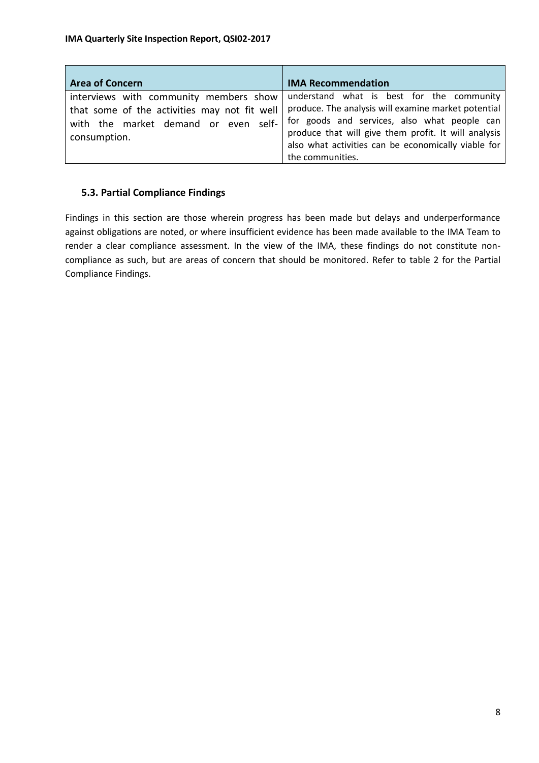| Area of Concern | IMA Recommendation |
| --- | --- |
| interviews with community members show that some of the activities may not fit well with the market demand or even self-consumption. | understand what is best for the community produce. The analysis will examine market potential for goods and services, also what people can produce that will give them profit. It will analysis also what activities can be economically viable for the communities. |

### 5.3. Partial Compliance Findings

Findings in this section are those wherein progress has been made but delays and underperformance against obligations are noted, or where insufficient evidence has been made available to the IMA Team to render a clear compliance assessment. In the view of the IMA, these findings do not constitute non-compliance as such, but are areas of concern that should be monitored. Refer to table 2 for the Partial Compliance Findings.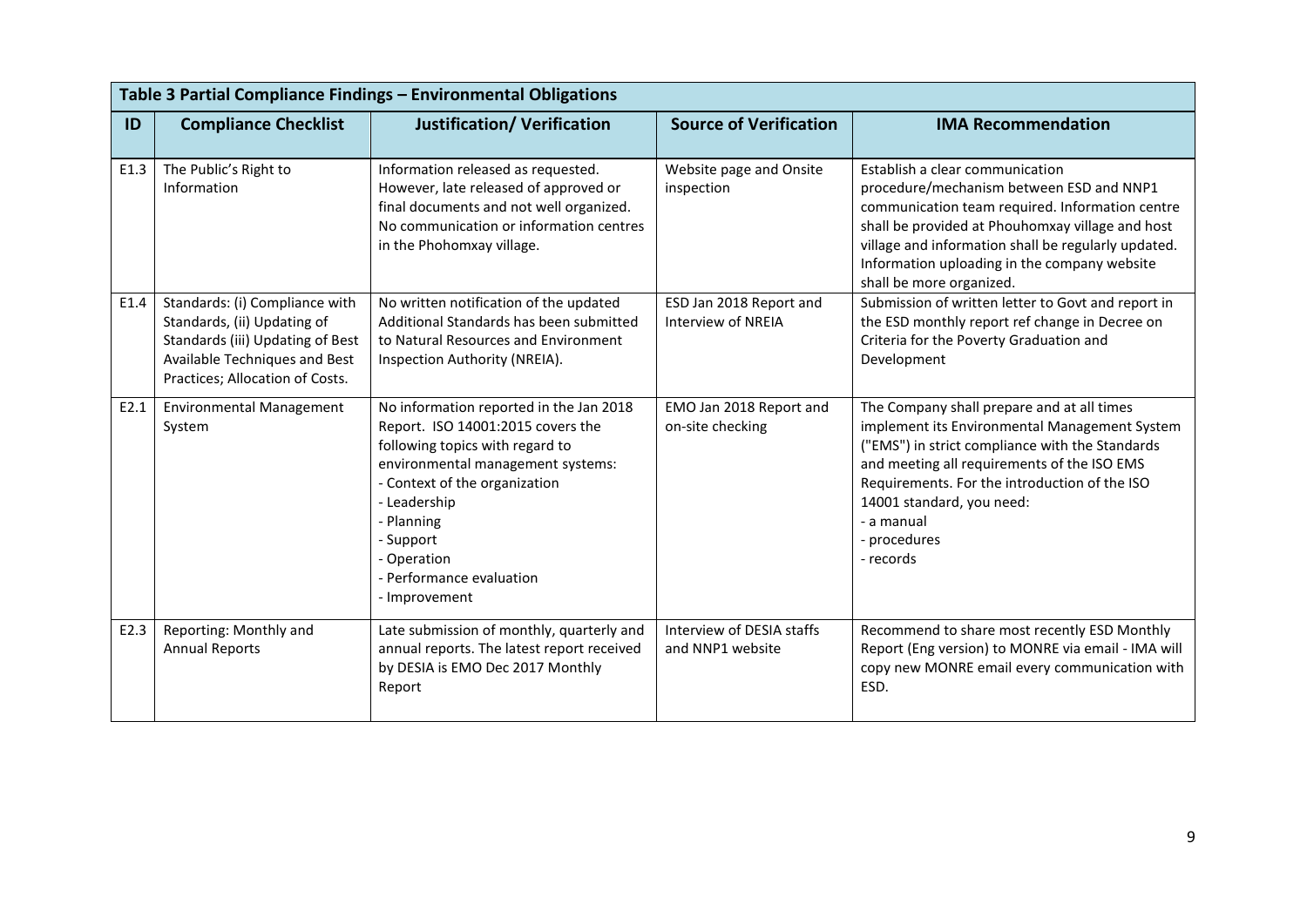| Table 3 Partial Compliance Findings – Environmental Obligations | | | | |
|---|---|---|---|---|
| **ID** | **Compliance Checklist** | **Justification/ Verification** | **Source of Verification** | **IMA Recommendation** |
| E1.3 | The Public's Right to Information | Information released as requested. However, late released of approved or final documents and not well organized. No communication or information centres in the Phohomxay village. | Website page and Onsite inspection | Establish a clear communication procedure/mechanism between ESD and NNP1 communication team required. Information centre shall be provided at Phouhomxay village and host village and information shall be regularly updated. Information uploading in the company website shall be more organized. |
| E1.4 | Standards: (i) Compliance with Standards, (ii) Updating of Standards (iii) Updating of Best Available Techniques and Best Practices; Allocation of Costs. | No written notification of the updated Additional Standards has been submitted to Natural Resources and Environment Inspection Authority (NREIA). | ESD Jan 2018 Report and Interview of NREIA | Submission of written letter to Govt and report in the ESD monthly report ref change in Decree on Criteria for the Poverty Graduation and Development |
| E2.1 | Environmental Management System | No information reported in the Jan 2018 Report. ISO 14001:2015 covers the following topics with regard to environmental management systems:<br>- Context of the organization<br>- Leadership<br>- Planning<br>- Support<br>- Operation<br>- Performance evaluation<br>- Improvement | EMO Jan 2018 Report and on-site checking | The Company shall prepare and at all times implement its Environmental Management System ("EMS") in strict compliance with the Standards and meeting all requirements of the ISO EMS Requirements. For the introduction of the ISO 14001 standard, you need:<br>- a manual<br>- procedures<br>- records |
| E2.3 | Reporting: Monthly and Annual Reports | Late submission of monthly, quarterly and annual reports. The latest report received by DESIA is EMO Dec 2017 Monthly Report | Interview of DESIA staffs and NNP1 website | Recommend to share most recently ESD Monthly Report (Eng version) to MONRE via email - IMA will copy new MONRE email every communication with ESD. |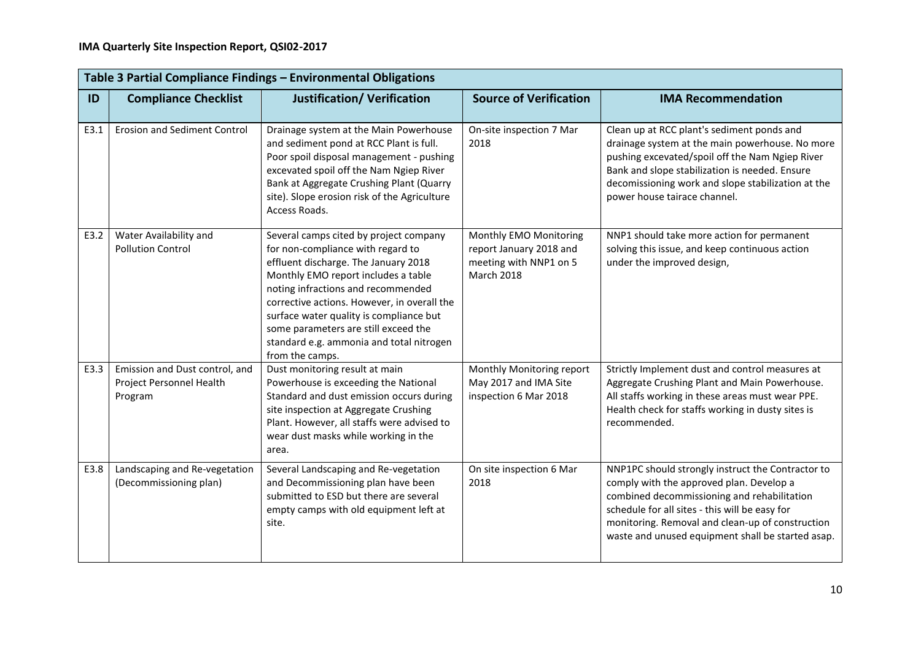| Table 3 Partial Compliance Findings – Environmental Obligations | | | | |
|---|---|---|---|---|
| **ID** | **Compliance Checklist** | **Justification/ Verification** | **Source of Verification** | **IMA Recommendation** |
| E3.1 | Erosion and Sediment Control | Drainage system at the Main Powerhouse and sediment pond at RCC Plant is full. Poor spoil disposal management - pushing excevated spoil off the Nam Ngiep River Bank at Aggregate Crushing Plant (Quarry site). Slope erosion risk of the Agriculture Access Roads. | On-site inspection 7 Mar 2018 | Clean up at RCC plant's sediment ponds and drainage system at the main powerhouse. No more pushing excevated/spoil off the Nam Ngiep River Bank and slope stabilization is needed. Ensure decomissioning work and slope stabilization at the power house tairace channel. |
| E3.2 | Water Availability and Pollution Control | Several camps cited by project company for non-compliance with regard to effluent discharge. The January 2018 Monthly EMO report includes a table noting infractions and recommended corrective actions. However, in overall the surface water quality is compliance but some parameters are still exceed the standard e.g. ammonia and total nitrogen from the camps. | Monthly EMO Monitoring report January 2018 and meeting with NNP1 on 5 March 2018 | NNP1 should take more action for permanent solving this issue, and keep continuous action under the improved design, |
| E3.3 | Emission and Dust control, and Project Personnel Health Program | Dust monitoring result at main Powerhouse is exceeding the National Standard and dust emission occurs during site inspection at Aggregate Crushing Plant. However, all staffs were advised to wear dust masks while working in the area. | Monthly Monitoring report May 2017 and IMA Site inspection 6 Mar 2018 | Strictly Implement dust and control measures at Aggregate Crushing Plant and Main Powerhouse. All staffs working in these areas must wear PPE. Health check for staffs working in dusty sites is recommended. |
| E3.8 | Landscaping and Re-vegetation (Decommissioning plan) | Several Landscaping and Re-vegetation and Decommissioning plan have been submitted to ESD but there are several empty camps with old equipment left at site. | On site inspection 6 Mar 2018 | NNP1PC should strongly instruct the Contractor to comply with the approved plan. Develop a combined decommissioning and rehabilitation schedule for all sites - this will be easy for monitoring. Removal and clean-up of construction waste and unused equipment shall be started asap. |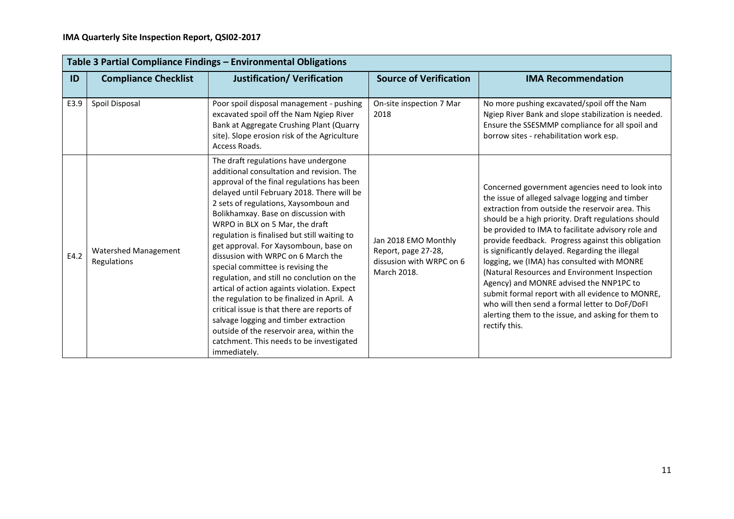| Table 3 Partial Compliance Findings – Environmental Obligations | | | | |
|---|---|---|---|---|
| **ID** | **Compliance Checklist** | **Justification/ Verification** | **Source of Verification** | **IMA Recommendation** |
| E3.9 | Spoil Disposal | Poor spoil disposal management - pushing excavated spoil off the Nam Ngiep River Bank at Aggregate Crushing Plant (Quarry site). Slope erosion risk of the Agriculture Access Roads. | On-site inspection 7 Mar 2018 | No more pushing excavated/spoil off the Nam Ngiep River Bank and slope stabilization is needed. Ensure the SSESMMP compliance for all spoil and borrow sites - rehabilitation work esp. |
| E4.2 | Watershed Management Regulations | The draft regulations have undergone additional consultation and revision. The approval of the final regulations has been delayed until February 2018. There will be 2 sets of regulations, Xaysomboun and Bolikhamxay. Base on discussion with WRPO in BLX on 5 Mar, the draft regulation is finalised but still waiting to get approval. For Xaysomboun, base on dissusion with WRPC on 6 March the special committee is revising the regulation, and still no conclution on the artical of action againts violation. Expect the regulation to be finalized in April. A critical issue is that there are reports of salvage logging and timber extraction outside of the reservoir area, within the catchment. This needs to be investigated immediately. | Jan 2018 EMO Monthly Report, page 27-28, dissusion with WRPC on 6 March 2018. | Concerned government agencies need to look into the issue of alleged salvage logging and timber extraction from outside the reservoir area. This should be a high priority. Draft regulations should be provided to IMA to facilitate advisory role and provide feedback. Progress against this obligation is significantly delayed. Regarding the illegal logging, we (IMA) has consulted with MONRE (Natural Resources and Environment Inspection Agency) and MONRE advised the NNP1PC to submit formal report with all evidence to MONRE, who will then send a formal letter to DoF/DoFI alerting them to the issue, and asking for them to rectify this. |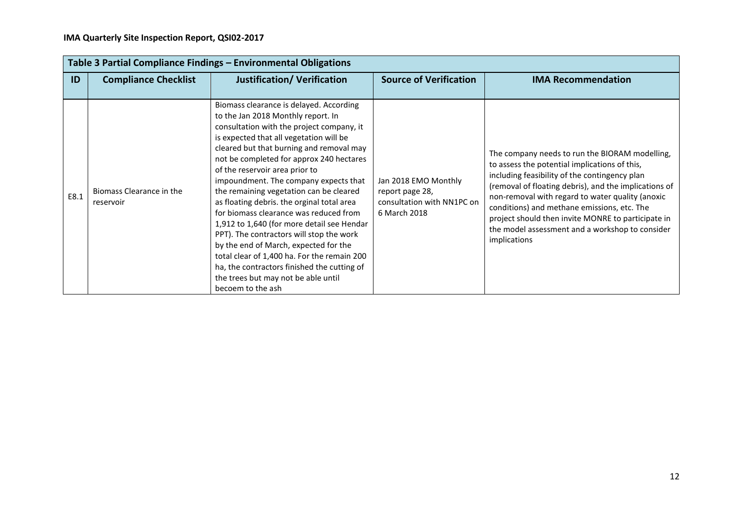| Table 3 Partial Compliance Findings – Environmental Obligations | | | | |
|---|---|---|---|---|
| **ID** | **Compliance Checklist** | **Justification/ Verification** | **Source of Verification** | **IMA Recommendation** |
| E8.1 | Biomass Clearance in the reservoir | Biomass clearance is delayed. According to the Jan 2018 Monthly report. In consultation with the project company, it is expected that all vegetation will be cleared but that burning and removal may not be completed for approx 240 hectares of the reservoir area prior to impoundment. The company expects that the remaining vegetation can be cleared as floating debris. the orginal total area for biomass clearance was reduced from 1,912 to 1,640 (for more detail see Hendar PPT). The contractors will stop the work by the end of March, expected for the total clear of 1,400 ha. For the remain 200 ha, the contractors finished the cutting of the trees but may not be able until becoem to the ash | Jan 2018 EMO Monthly report page 28, consultation with NN1PC on 6 March 2018 | The company needs to run the BIORAM modelling, to assess the potential implications of this, including feasibility of the contingency plan (removal of floating debris), and the implications of non-removal with regard to water quality (anoxic conditions) and methane emissions, etc. The project should then invite MONRE to participate in the model assessment and a workshop to consider implications |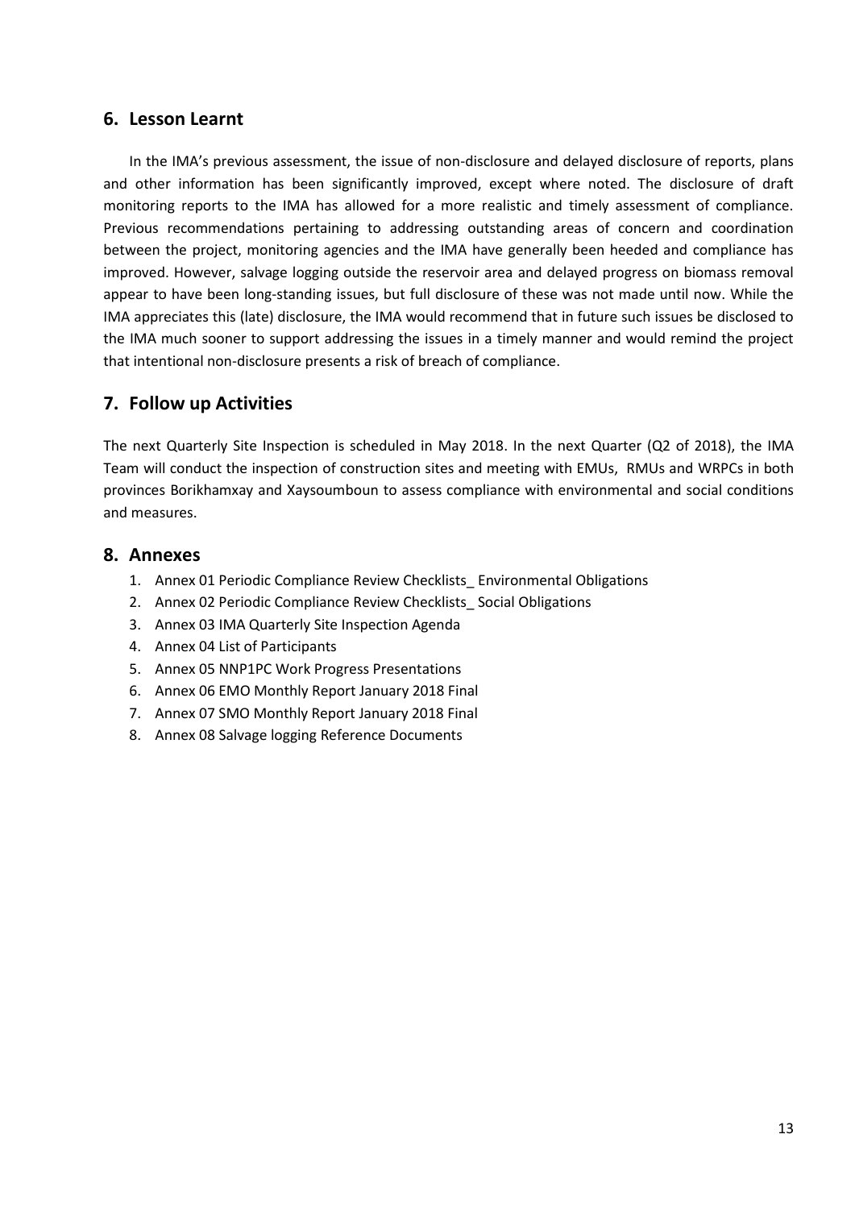## 6. Lesson Learnt

In the IMA's previous assessment, the issue of non-disclosure and delayed disclosure of reports, plans and other information has been significantly improved, except where noted. The disclosure of draft monitoring reports to the IMA has allowed for a more realistic and timely assessment of compliance. Previous recommendations pertaining to addressing outstanding areas of concern and coordination between the project, monitoring agencies and the IMA have generally been heeded and compliance has improved. However, salvage logging outside the reservoir area and delayed progress on biomass removal appear to have been long-standing issues, but full disclosure of these was not made until now. While the IMA appreciates this (late) disclosure, the IMA would recommend that in future such issues be disclosed to the IMA much sooner to support addressing the issues in a timely manner and would remind the project that intentional non-disclosure presents a risk of breach of compliance.

## 7. Follow up Activities

The next Quarterly Site Inspection is scheduled in May 2018. In the next Quarter (Q2 of 2018), the IMA Team will conduct the inspection of construction sites and meeting with EMUs, RMUs and WRPCs in both provinces Borikhamxay and Xaysoumboun to assess compliance with environmental and social conditions and measures.

## 8. Annexes

1. Annex 01 Periodic Compliance Review Checklists_ Environmental Obligations
2. Annex 02 Periodic Compliance Review Checklists_ Social Obligations
3. Annex 03 IMA Quarterly Site Inspection Agenda
4. Annex 04 List of Participants
5. Annex 05 NNP1PC Work Progress Presentations
6. Annex 06 EMO Monthly Report January 2018 Final
7. Annex 07 SMO Monthly Report January 2018 Final
8. Annex 08 Salvage logging Reference Documents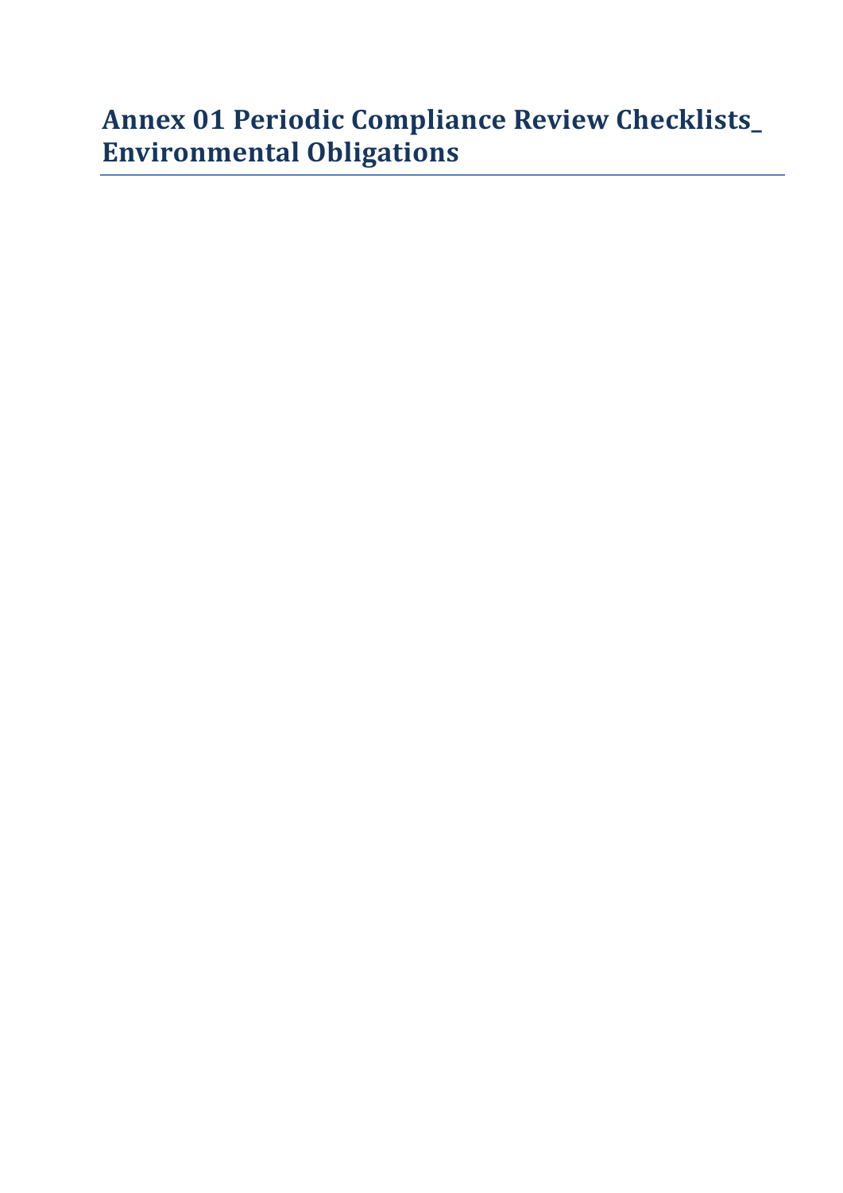# Annex 01 Periodic Compliance Review Checklists_ Environmental Obligations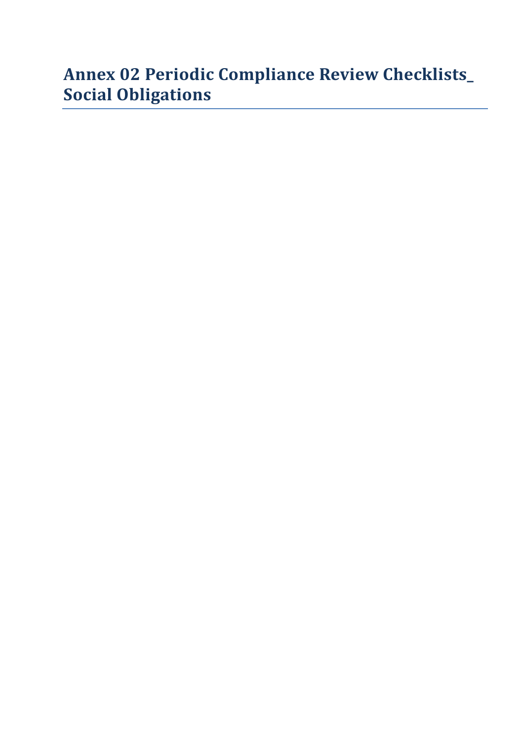# Annex 02 Periodic Compliance Review Checklists_ Social Obligations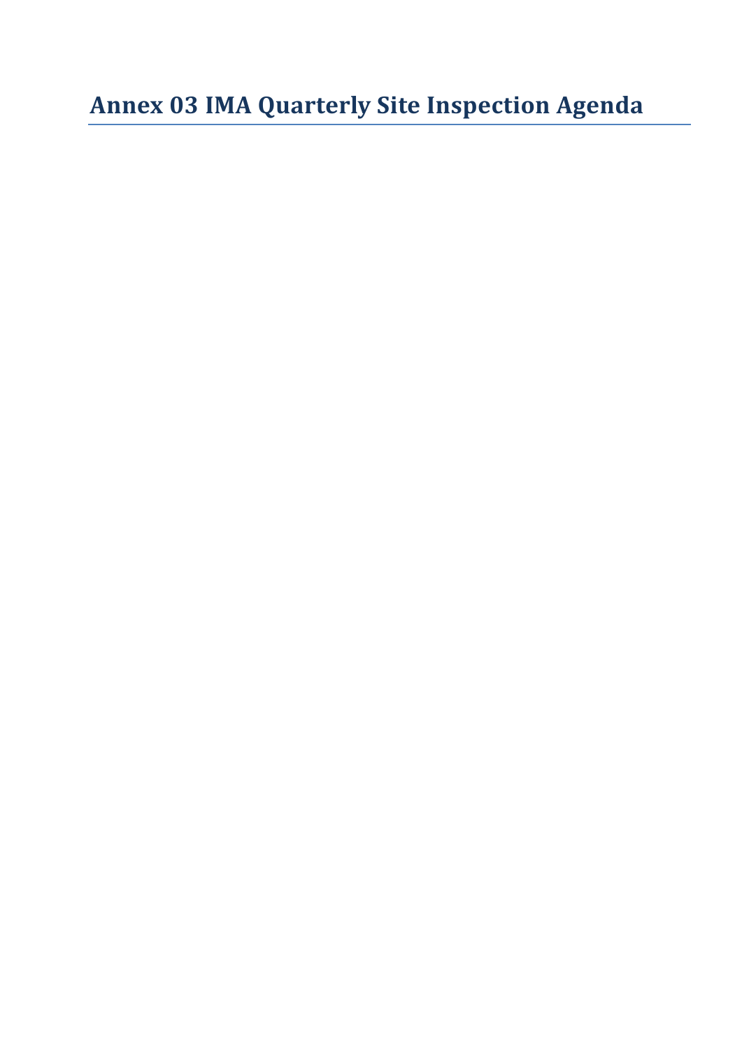# Annex 03 IMA Quarterly Site Inspection Agenda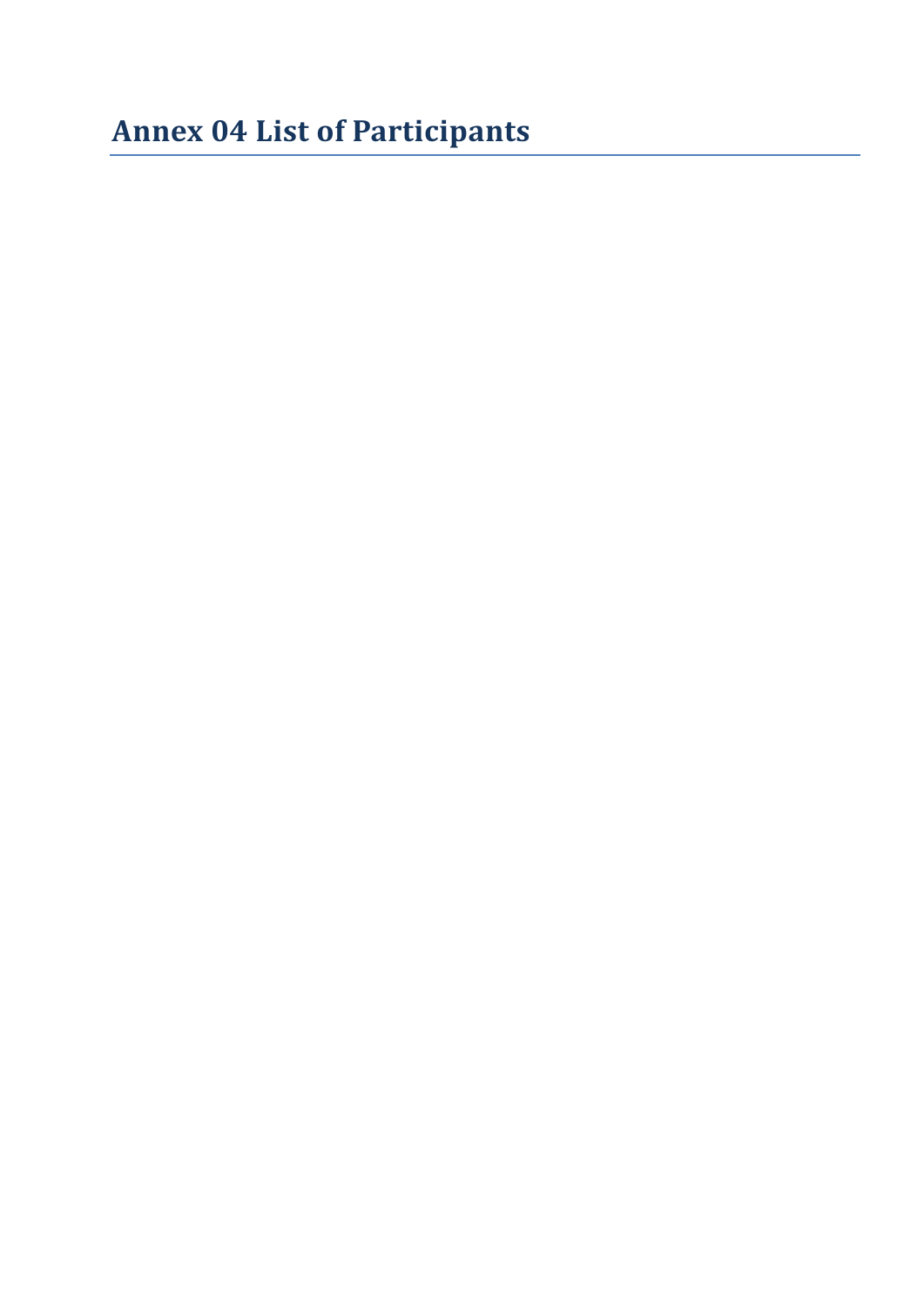# Annex 04 List of Participants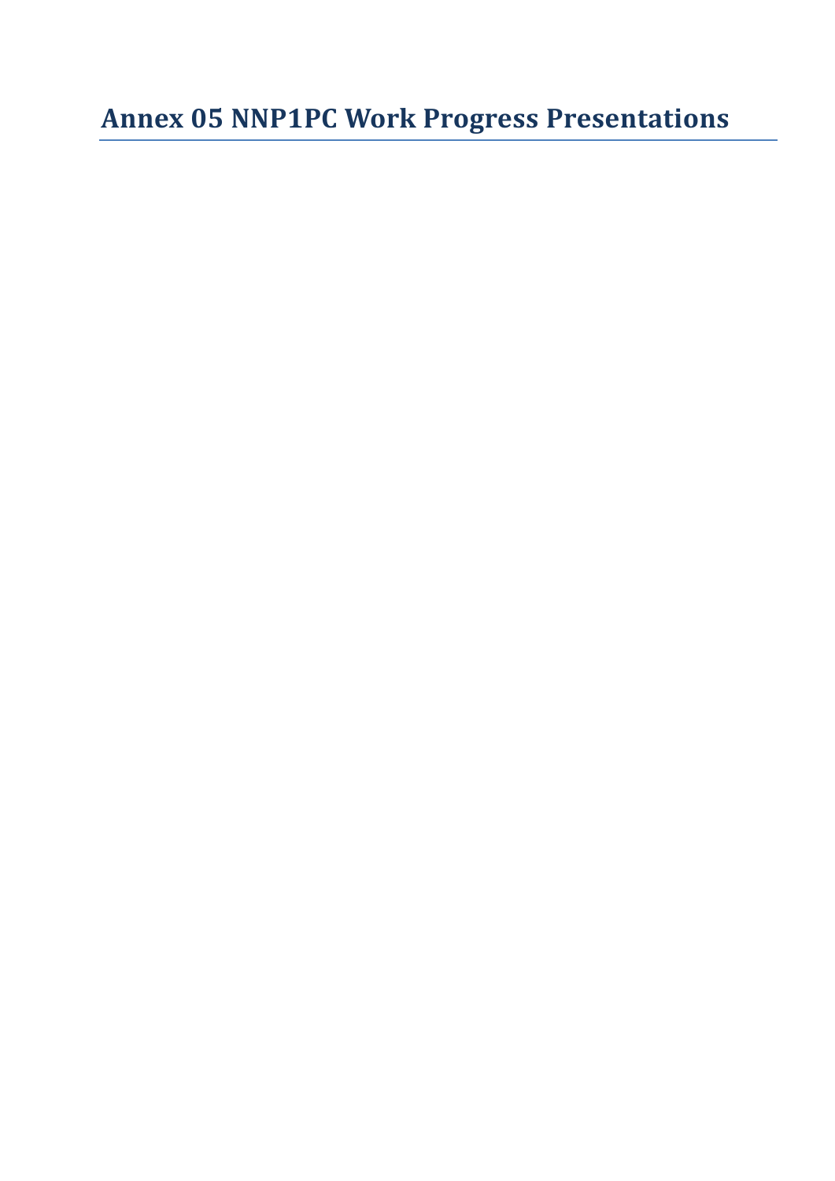# Annex 05 NNP1PC Work Progress Presentations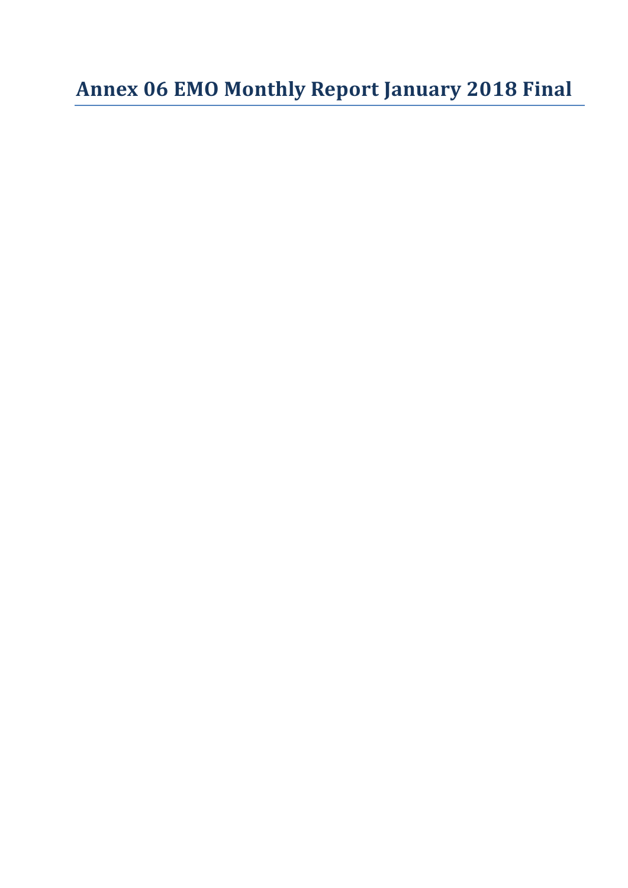# Annex 06 EMO Monthly Report January 2018 Final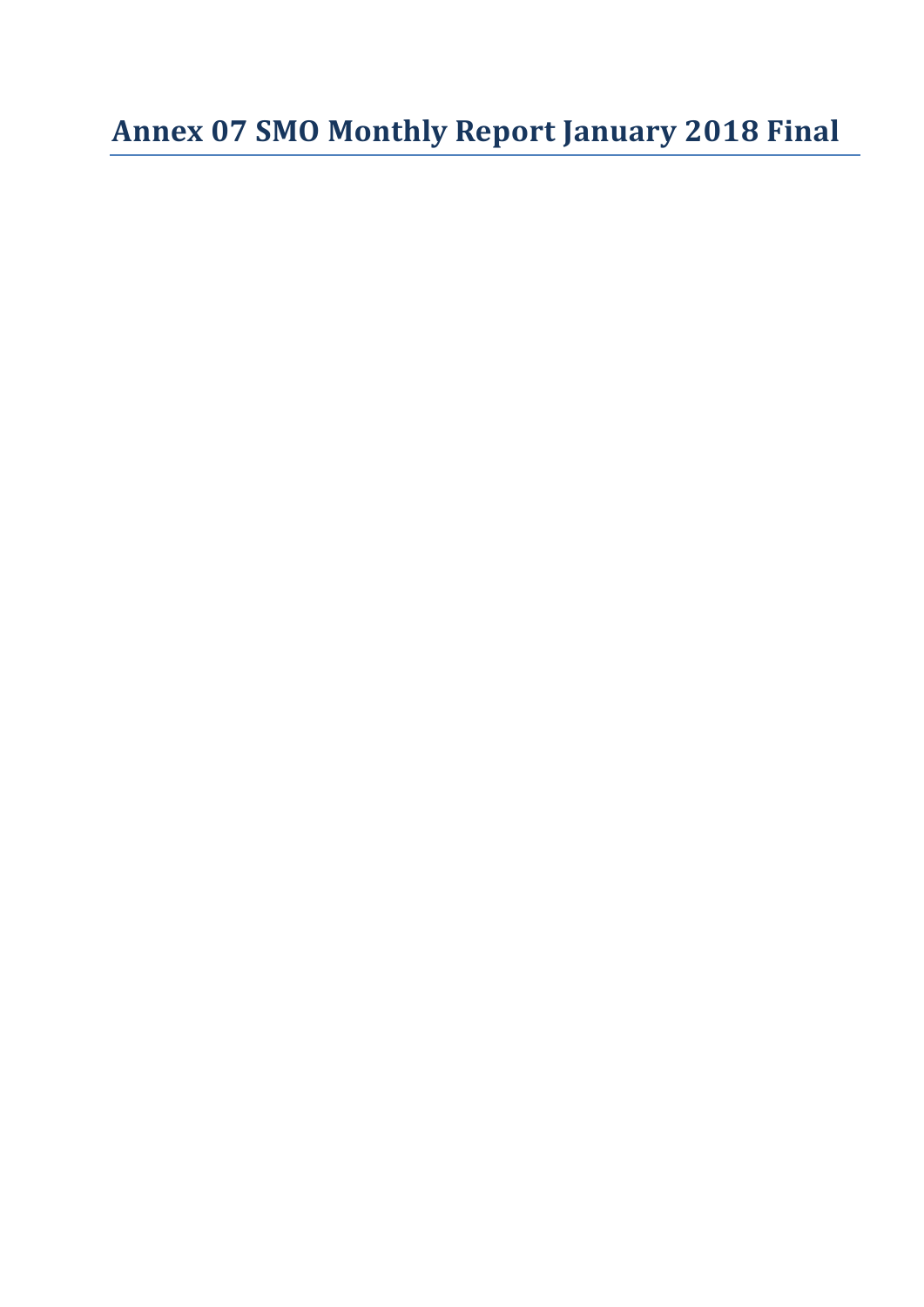# Annex 07 SMO Monthly Report January 2018 Final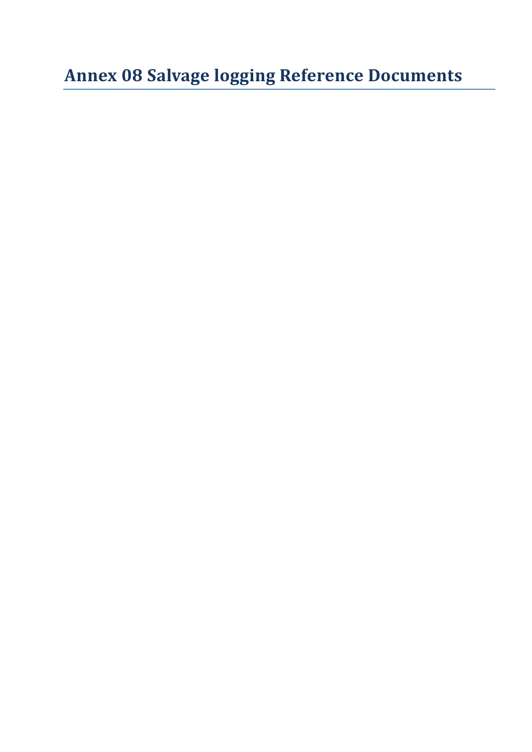# Annex 08 Salvage logging Reference Documents